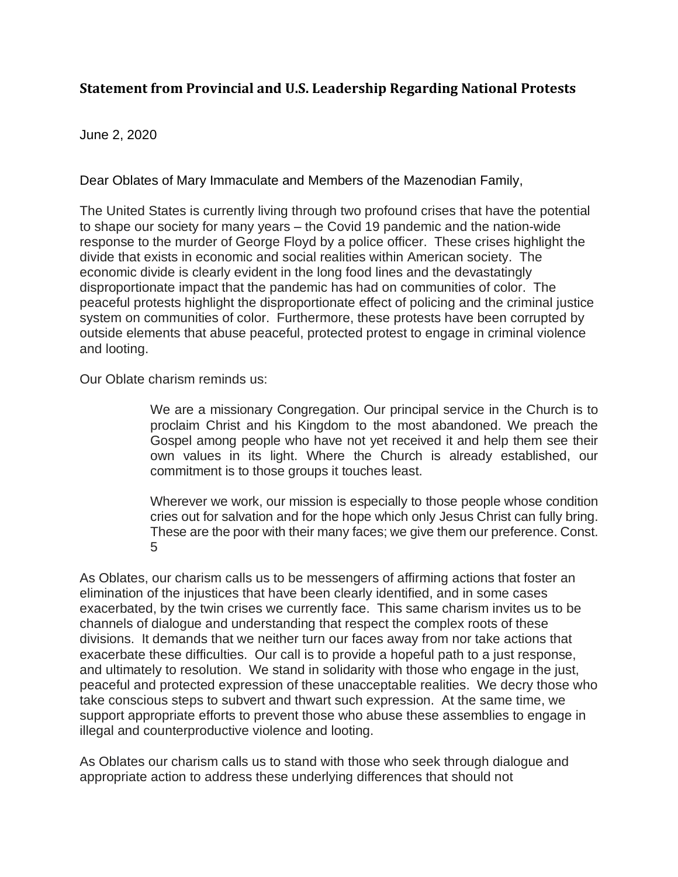## Statement from Provincial and U.S. Leadership Regarding National Protests

June 2, 2020

Dear Oblates of Mary Immaculate and Members of the Mazenodian Family,

The United States is currently living through two profound crises that have the potential to shape our society for many years – the Covid 19 pandemic and the nation-wide response to the murder of George Floyd by a police officer. These crises highlight the divide that exists in economic and social realities within American society. The economic divide is clearly evident in the long food lines and the devastatingly disproportionate impact that the pandemic has had on communities of color. The peaceful protests highlight the disproportionate effect of policing and the criminal justice system on communities of color. Furthermore, these protests have been corrupted by outside elements that abuse peaceful, protected protest to engage in criminal violence and looting.

Our Oblate charism reminds us:

> We are a missionary Congregation. Our principal service in the Church is to proclaim Christ and his Kingdom to the most abandoned. We preach the Gospel among people who have not yet received it and help them see their own values in its light. Where the Church is already established, our commitment is to those groups it touches least.
>
> Wherever we work, our mission is especially to those people whose condition cries out for salvation and for the hope which only Jesus Christ can fully bring. These are the poor with their many faces; we give them our preference. Const. 5

As Oblates, our charism calls us to be messengers of affirming actions that foster an elimination of the injustices that have been clearly identified, and in some cases exacerbated, by the twin crises we currently face. This same charism invites us to be channels of dialogue and understanding that respect the complex roots of these divisions. It demands that we neither turn our faces away from nor take actions that exacerbate these difficulties. Our call is to provide a hopeful path to a just response, and ultimately to resolution. We stand in solidarity with those who engage in the just, peaceful and protected expression of these unacceptable realities. We decry those who take conscious steps to subvert and thwart such expression. At the same time, we support appropriate efforts to prevent those who abuse these assemblies to engage in illegal and counterproductive violence and looting.

As Oblates our charism calls us to stand with those who seek through dialogue and appropriate action to address these underlying differences that should not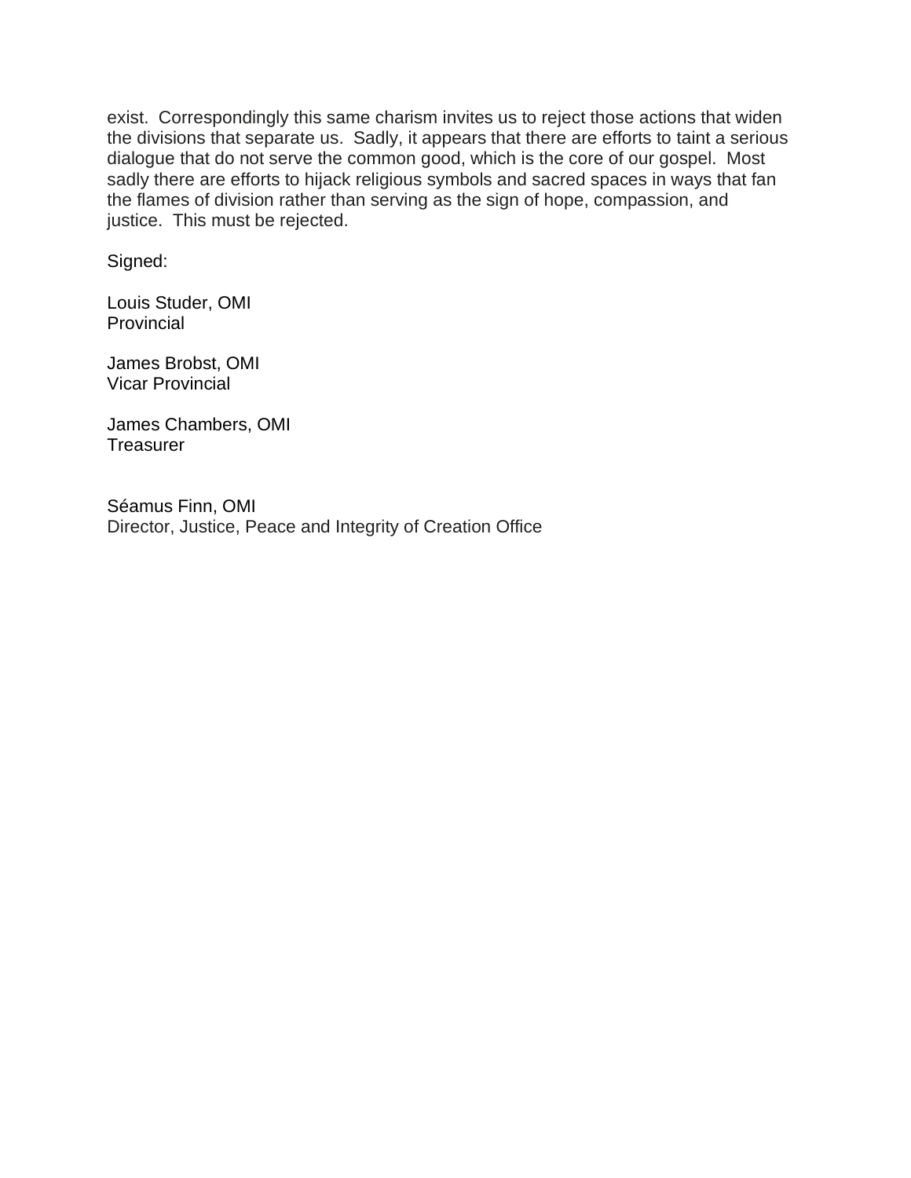exist. Correspondingly this same charism invites us to reject those actions that widen the divisions that separate us. Sadly, it appears that there are efforts to taint a serious dialogue that do not serve the common good, which is the core of our gospel. Most sadly there are efforts to hijack religious symbols and sacred spaces in ways that fan the flames of division rather than serving as the sign of hope, compassion, and justice. This must be rejected.

Signed:

Louis Studer, OMI
Provincial

James Brobst, OMI
Vicar Provincial

James Chambers, OMI
Treasurer

Séamus Finn, OMI
Director, Justice, Peace and Integrity of Creation Office